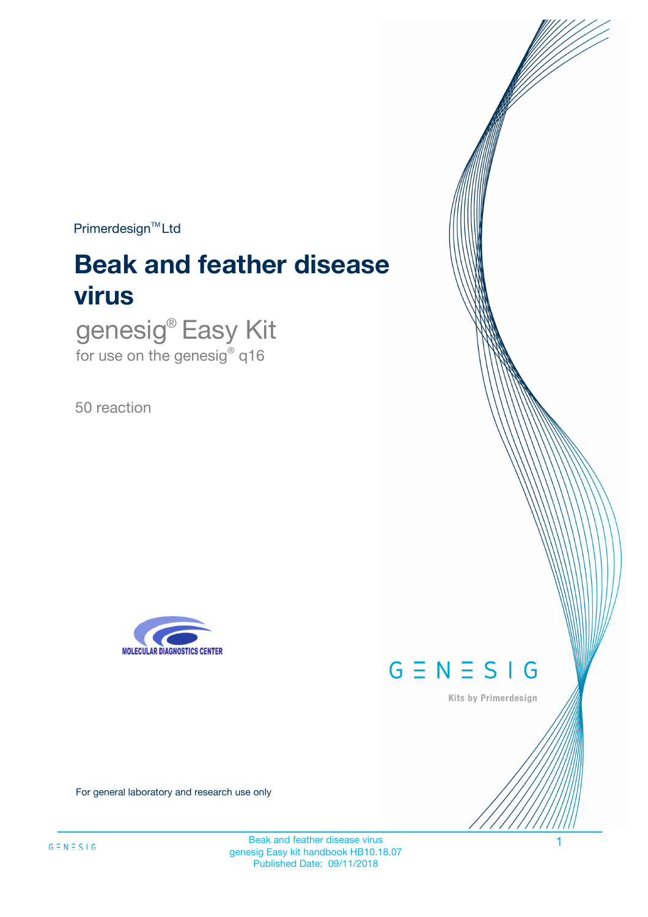Primerdesign™ Ltd

# Beak and feather disease virus

## genesig® Easy Kit

for use on the genesig® q16

50 reaction

MOLECULAR DIAGNOSTICS CENTER

GENESIG

Kits by Primerdesign

For general laboratory and research use only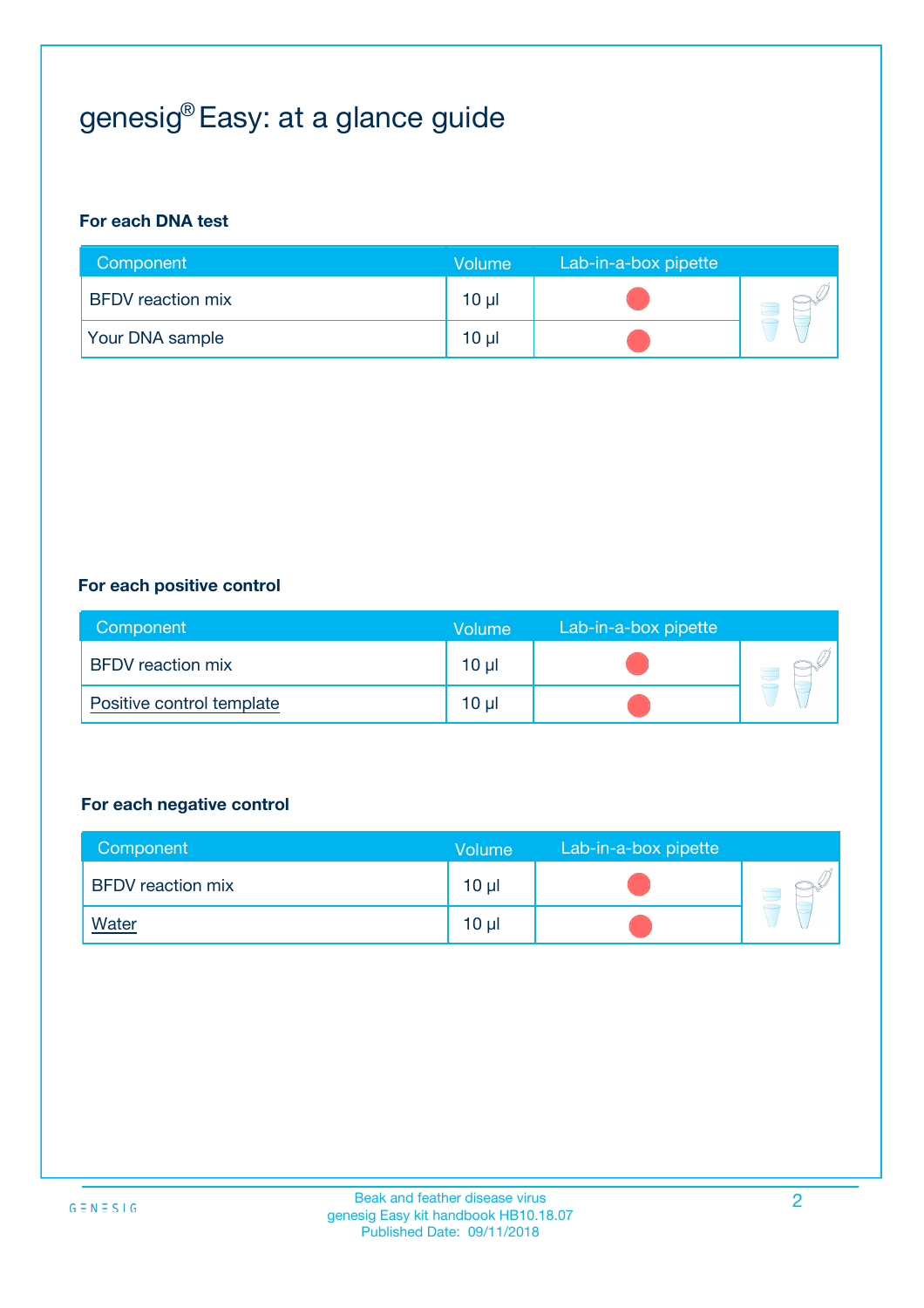# genesig® Easy: at a glance guide

**For each DNA test**

| Component | Volume | Lab-in-a-box pipette |
|---|---|---|
| BFDV reaction mix | 10 µl | ● |
| Your DNA sample | 10 µl | ● |

**For each positive control**

| Component | Volume | Lab-in-a-box pipette |
|---|---|---|
| BFDV reaction mix | 10 µl | ● |
| Positive control template | 10 µl | ● |

**For each negative control**

| Component | Volume | Lab-in-a-box pipette |
|---|---|---|
| BFDV reaction mix | 10 µl | ● |
| Water | 10 µl | ● |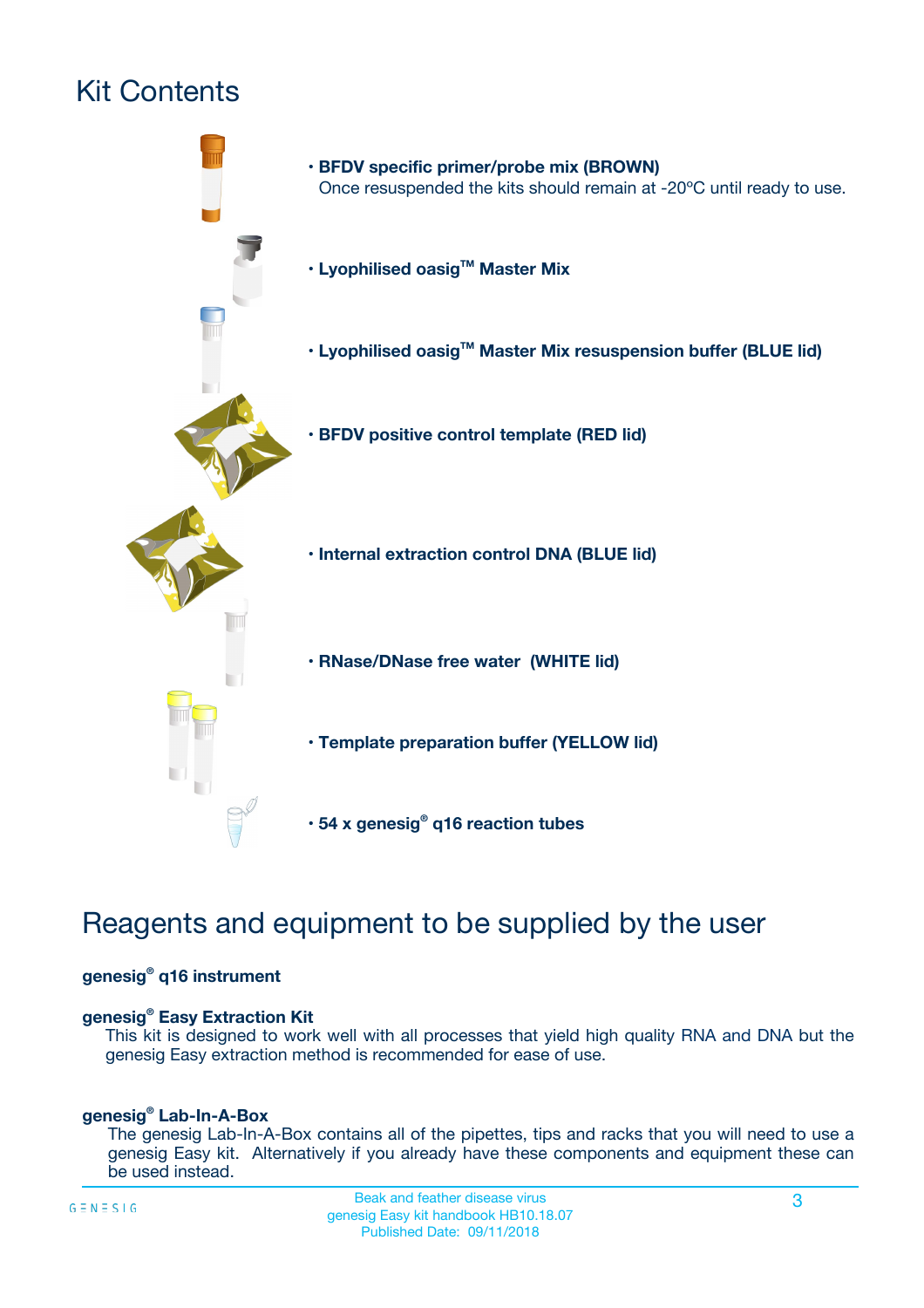# Kit Contents

- **BFDV specific primer/probe mix (BROWN)**
  Once resuspended the kits should remain at -20ºC until ready to use.
- **Lyophilised oasig™ Master Mix**
- **Lyophilised oasig™ Master Mix resuspension buffer (BLUE lid)**
- **BFDV positive control template (RED lid)**
- **Internal extraction control DNA (BLUE lid)**
- **RNase/DNase free water (WHITE lid)**
- **Template preparation buffer (YELLOW lid)**
- **54 x genesig® q16 reaction tubes**

# Reagents and equipment to be supplied by the user

**genesig® q16 instrument**

**genesig® Easy Extraction Kit**

This kit is designed to work well with all processes that yield high quality RNA and DNA but the genesig Easy extraction method is recommended for ease of use.

**genesig® Lab-In-A-Box**

The genesig Lab-In-A-Box contains all of the pipettes, tips and racks that you will need to use a genesig Easy kit. Alternatively if you already have these components and equipment these can be used instead.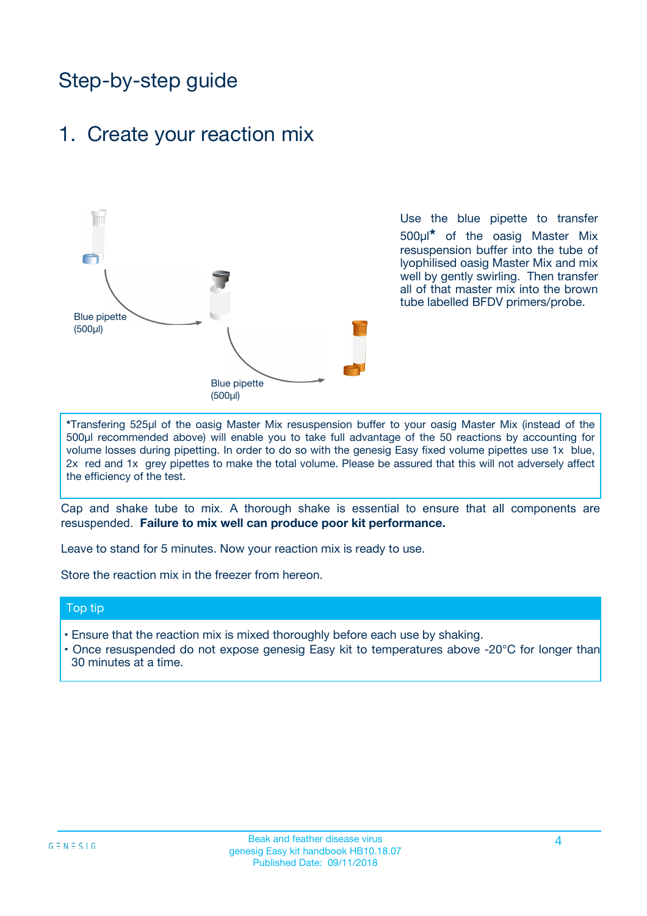# Step-by-step guide

## 1. Create your reaction mix

Blue pipette (500µl)

Blue pipette (500µl)

Use the blue pipette to transfer 500µl* of the oasig Master Mix resuspension buffer into the tube of lyophilised oasig Master Mix and mix well by gently swirling. Then transfer all of that master mix into the brown tube labelled BFDV primers/probe.

*Transfering 525µl of the oasig Master Mix resuspension buffer to your oasig Master Mix (instead of the 500µl recommended above) will enable you to take full advantage of the 50 reactions by accounting for volume losses during pipetting. In order to do so with the genesig Easy fixed volume pipettes use 1x blue, 2x red and 1x grey pipettes to make the total volume. Please be assured that this will not adversely affect the efficiency of the test.

Cap and shake tube to mix. A thorough shake is essential to ensure that all components are resuspended. **Failure to mix well can produce poor kit performance.**

Leave to stand for 5 minutes. Now your reaction mix is ready to use.

Store the reaction mix in the freezer from hereon.

### Top tip

- Ensure that the reaction mix is mixed thoroughly before each use by shaking.
- Once resuspended do not expose genesig Easy kit to temperatures above -20°C for longer than 30 minutes at a time.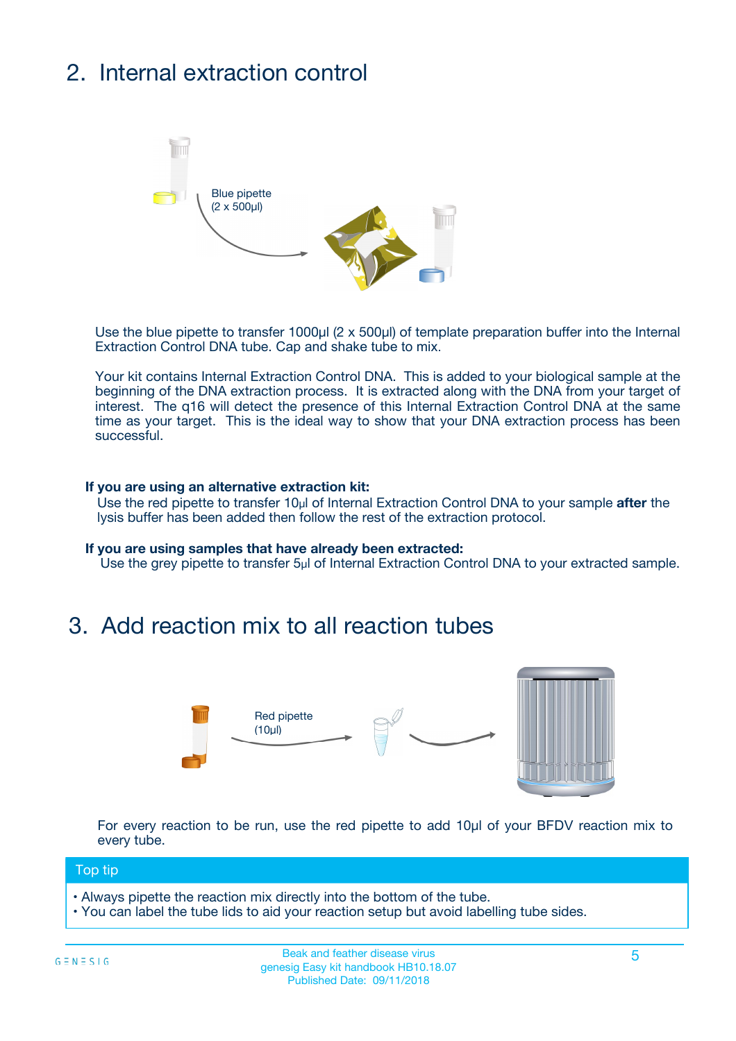## 2. Internal extraction control

Blue pipette
(2 x 500µl)

Use the blue pipette to transfer 1000µl (2 x 500µl) of template preparation buffer into the Internal Extraction Control DNA tube. Cap and shake tube to mix.

Your kit contains Internal Extraction Control DNA. This is added to your biological sample at the beginning of the DNA extraction process. It is extracted along with the DNA from your target of interest. The q16 will detect the presence of this Internal Extraction Control DNA at the same time as your target. This is the ideal way to show that your DNA extraction process has been successful.

**If you are using an alternative extraction kit:**
Use the red pipette to transfer 10µl of Internal Extraction Control DNA to your sample **after** the lysis buffer has been added then follow the rest of the extraction protocol.

**If you are using samples that have already been extracted:**
Use the grey pipette to transfer 5µl of Internal Extraction Control DNA to your extracted sample.

## 3. Add reaction mix to all reaction tubes

Red pipette
(10µl)

For every reaction to be run, use the red pipette to add 10µl of your BFDV reaction mix to every tube.

**Top tip**

- Always pipette the reaction mix directly into the bottom of the tube.
- You can label the tube lids to aid your reaction setup but avoid labelling tube sides.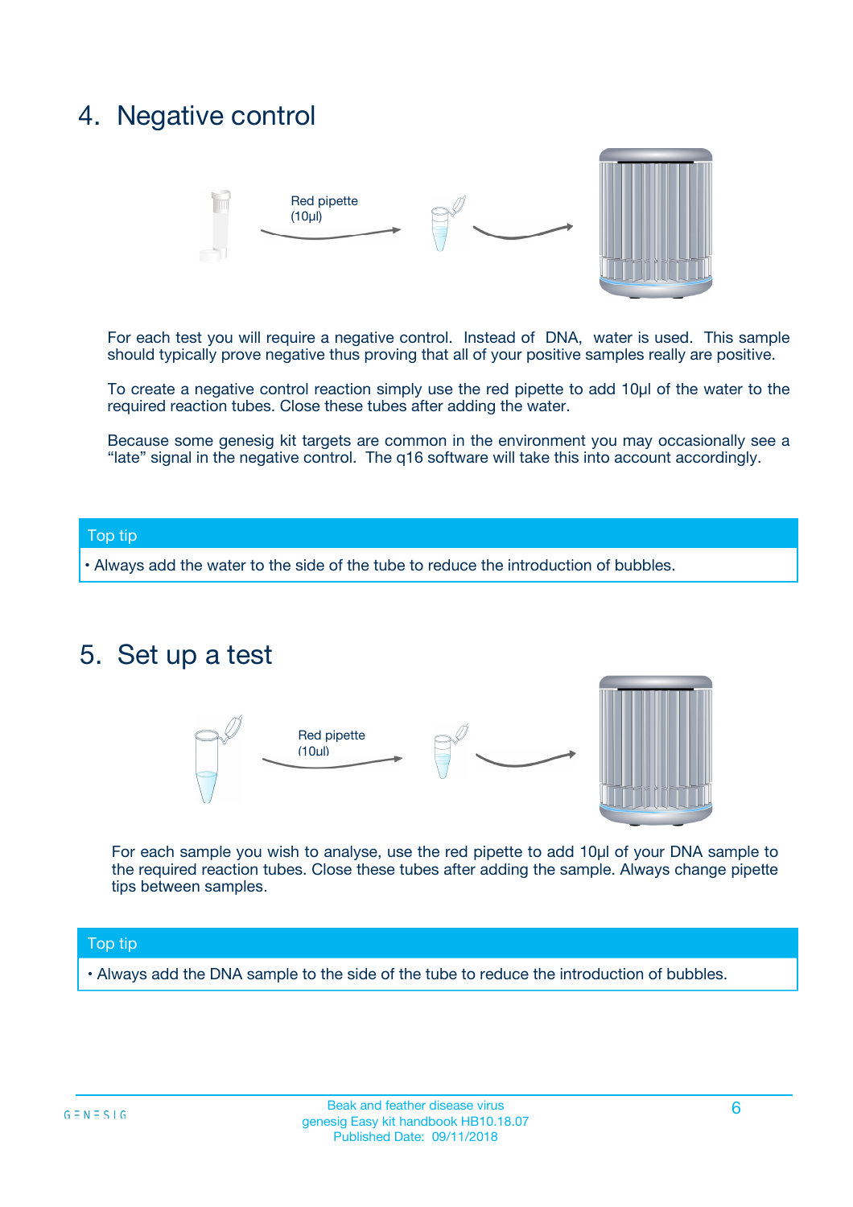## 4. Negative control

Red pipette (10µl)

For each test you will require a negative control. Instead of DNA, water is used. This sample should typically prove negative thus proving that all of your positive samples really are positive.

To create a negative control reaction simply use the red pipette to add 10µl of the water to the required reaction tubes. Close these tubes after adding the water.

Because some genesig kit targets are common in the environment you may occasionally see a "late" signal in the negative control. The q16 software will take this into account accordingly.

**Top tip**

- Always add the water to the side of the tube to reduce the introduction of bubbles.

## 5. Set up a test

Red pipette (10µl)

For each sample you wish to analyse, use the red pipette to add 10µl of your DNA sample to the required reaction tubes. Close these tubes after adding the sample. Always change pipette tips between samples.

**Top tip**

- Always add the DNA sample to the side of the tube to reduce the introduction of bubbles.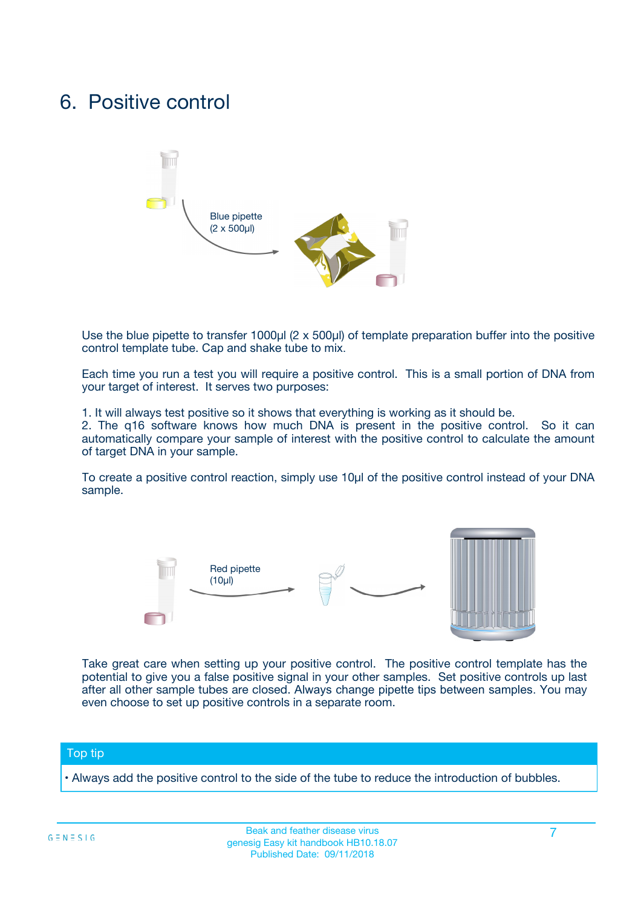# 6. Positive control

Blue pipette
(2 x 500µl)

Use the blue pipette to transfer 1000µl (2 x 500µl) of template preparation buffer into the positive control template tube. Cap and shake tube to mix.

Each time you run a test you will require a positive control. This is a small portion of DNA from your target of interest. It serves two purposes:

1. It will always test positive so it shows that everything is working as it should be.
2. The q16 software knows how much DNA is present in the positive control. So it can automatically compare your sample of interest with the positive control to calculate the amount of target DNA in your sample.

To create a positive control reaction, simply use 10µl of the positive control instead of your DNA sample.

Red pipette
(10µl)

Take great care when setting up your positive control. The positive control template has the potential to give you a false positive signal in your other samples. Set positive controls up last after all other sample tubes are closed. Always change pipette tips between samples. You may even choose to set up positive controls in a separate room.

**Top tip**

- Always add the positive control to the side of the tube to reduce the introduction of bubbles.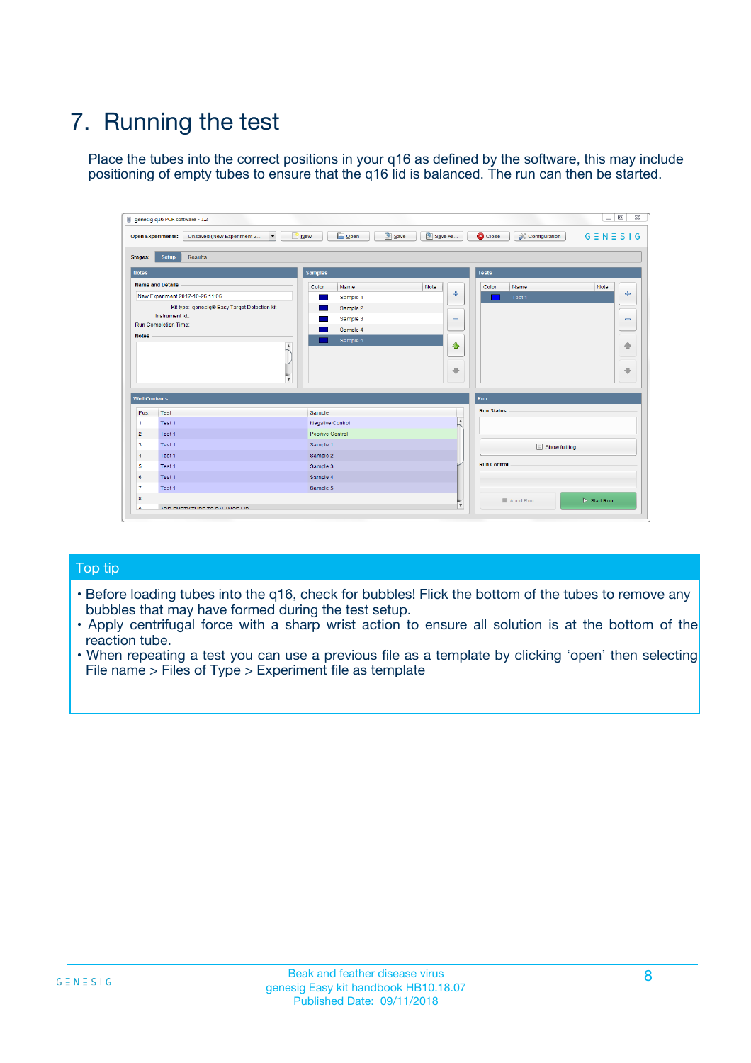# 7. Running the test

Place the tubes into the correct positions in your q16 as defined by the software, this may include positioning of empty tubes to ensure that the q16 lid is balanced. The run can then be started.

## Top tip

- Before loading tubes into the q16, check for bubbles! Flick the bottom of the tubes to remove any bubbles that may have formed during the test setup.
- Apply centrifugal force with a sharp wrist action to ensure all solution is at the bottom of the reaction tube.
- When repeating a test you can use a previous file as a template by clicking 'open' then selecting File name > Files of Type > Experiment file as template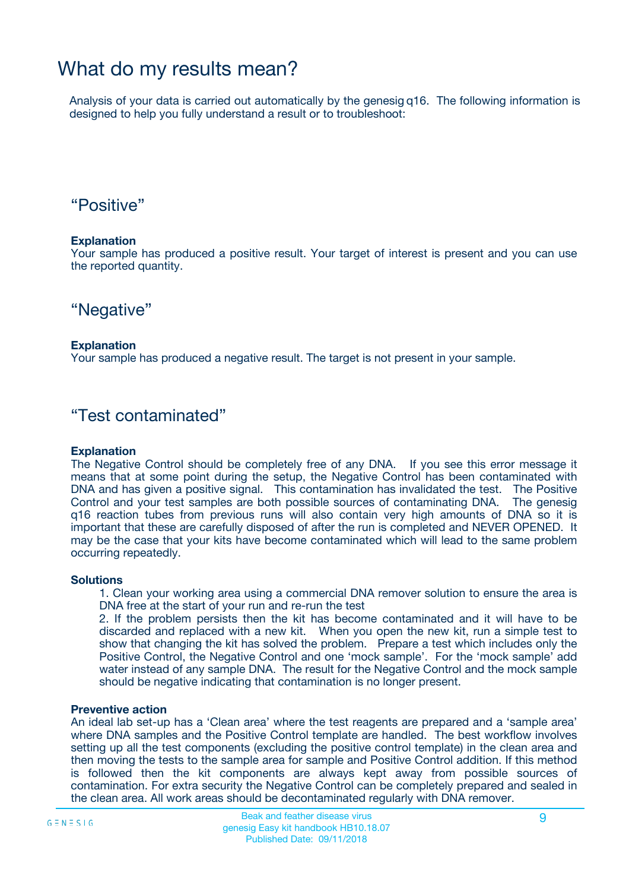# What do my results mean?

Analysis of your data is carried out automatically by the genesig q16. The following information is designed to help you fully understand a result or to troubleshoot:

## “Positive”

**Explanation**

Your sample has produced a positive result. Your target of interest is present and you can use the reported quantity.

## “Negative”

**Explanation**

Your sample has produced a negative result. The target is not present in your sample.

## “Test contaminated”

**Explanation**

The Negative Control should be completely free of any DNA. If you see this error message it means that at some point during the setup, the Negative Control has been contaminated with DNA and has given a positive signal. This contamination has invalidated the test. The Positive Control and your test samples are both possible sources of contaminating DNA. The genesig q16 reaction tubes from previous runs will also contain very high amounts of DNA so it is important that these are carefully disposed of after the run is completed and NEVER OPENED. It may be the case that your kits have become contaminated which will lead to the same problem occurring repeatedly.

**Solutions**

1. Clean your working area using a commercial DNA remover solution to ensure the area is DNA free at the start of your run and re-run the test
2. If the problem persists then the kit has become contaminated and it will have to be discarded and replaced with a new kit. When you open the new kit, run a simple test to show that changing the kit has solved the problem. Prepare a test which includes only the Positive Control, the Negative Control and one ‘mock sample’. For the ‘mock sample’ add water instead of any sample DNA. The result for the Negative Control and the mock sample should be negative indicating that contamination is no longer present.

**Preventive action**

An ideal lab set-up has a ‘Clean area’ where the test reagents are prepared and a ‘sample area’ where DNA samples and the Positive Control template are handled. The best workflow involves setting up all the test components (excluding the positive control template) in the clean area and then moving the tests to the sample area for sample and Positive Control addition. If this method is followed then the kit components are always kept away from possible sources of contamination. For extra security the Negative Control can be completely prepared and sealed in the clean area. All work areas should be decontaminated regularly with DNA remover.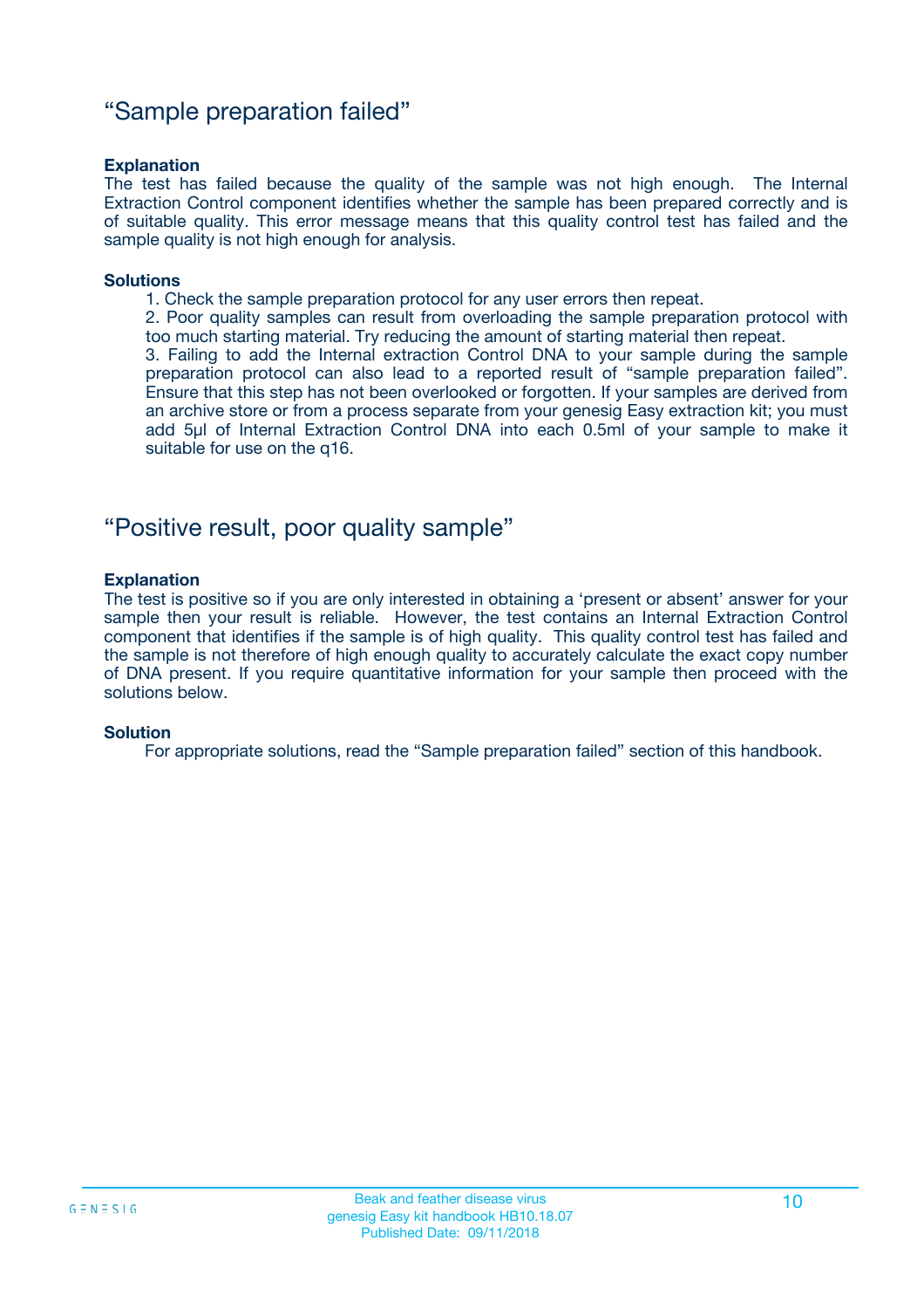## “Sample preparation failed”

**Explanation**

The test has failed because the quality of the sample was not high enough. The Internal Extraction Control component identifies whether the sample has been prepared correctly and is of suitable quality. This error message means that this quality control test has failed and the sample quality is not high enough for analysis.

**Solutions**

1. Check the sample preparation protocol for any user errors then repeat.
2. Poor quality samples can result from overloading the sample preparation protocol with too much starting material. Try reducing the amount of starting material then repeat.
3. Failing to add the Internal extraction Control DNA to your sample during the sample preparation protocol can also lead to a reported result of “sample preparation failed”. Ensure that this step has not been overlooked or forgotten. If your samples are derived from an archive store or from a process separate from your genesig Easy extraction kit; you must add 5µl of Internal Extraction Control DNA into each 0.5ml of your sample to make it suitable for use on the q16.

## “Positive result, poor quality sample”

**Explanation**

The test is positive so if you are only interested in obtaining a ‘present or absent’ answer for your sample then your result is reliable. However, the test contains an Internal Extraction Control component that identifies if the sample is of high quality. This quality control test has failed and the sample is not therefore of high enough quality to accurately calculate the exact copy number of DNA present. If you require quantitative information for your sample then proceed with the solutions below.

**Solution**

For appropriate solutions, read the “Sample preparation failed” section of this handbook.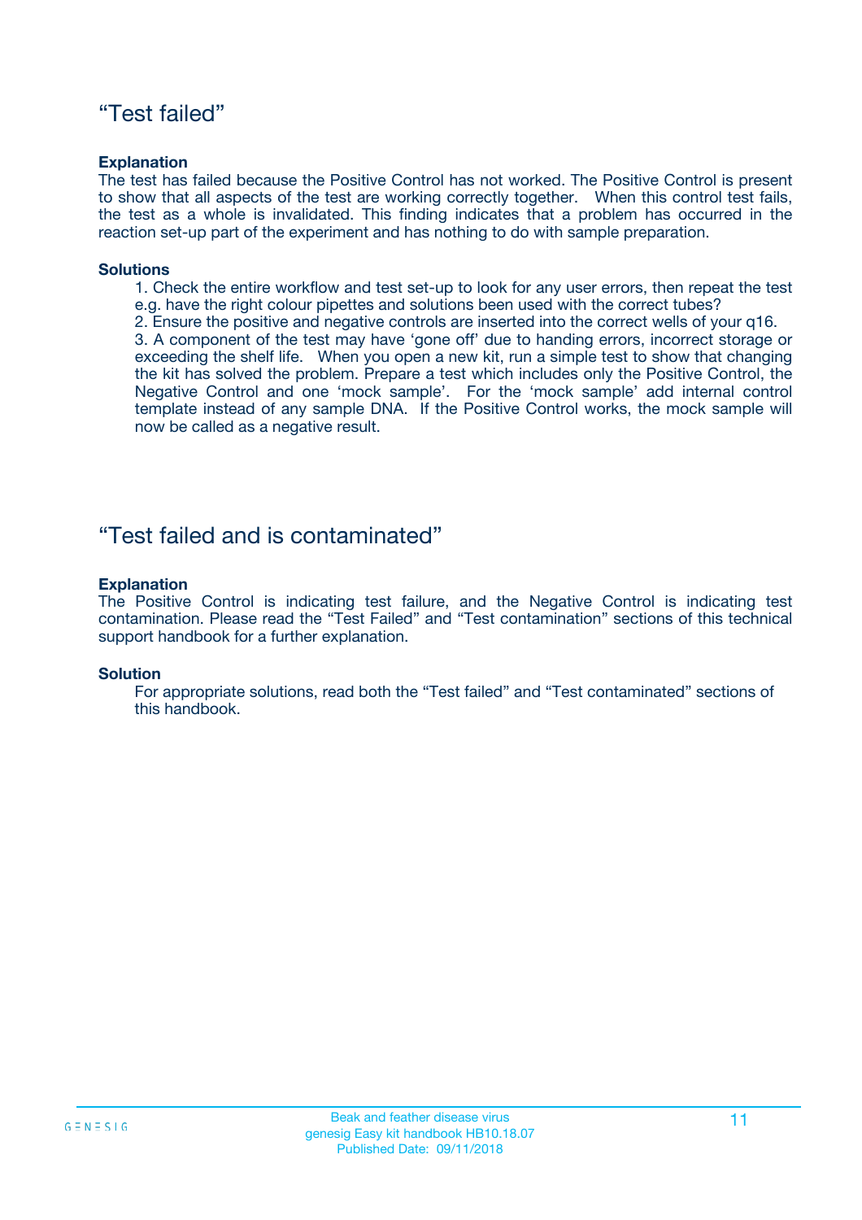## “Test failed”

**Explanation**

The test has failed because the Positive Control has not worked. The Positive Control is present to show that all aspects of the test are working correctly together. When this control test fails, the test as a whole is invalidated. This finding indicates that a problem has occurred in the reaction set-up part of the experiment and has nothing to do with sample preparation.

**Solutions**

1. Check the entire workflow and test set-up to look for any user errors, then repeat the test e.g. have the right colour pipettes and solutions been used with the correct tubes?
2. Ensure the positive and negative controls are inserted into the correct wells of your q16.
3. A component of the test may have ‘gone off’ due to handing errors, incorrect storage or exceeding the shelf life. When you open a new kit, run a simple test to show that changing the kit has solved the problem. Prepare a test which includes only the Positive Control, the Negative Control and one ‘mock sample’. For the ‘mock sample’ add internal control template instead of any sample DNA. If the Positive Control works, the mock sample will now be called as a negative result.

## “Test failed and is contaminated”

**Explanation**

The Positive Control is indicating test failure, and the Negative Control is indicating test contamination. Please read the “Test Failed” and “Test contamination” sections of this technical support handbook for a further explanation.

**Solution**

For appropriate solutions, read both the “Test failed” and “Test contaminated” sections of this handbook.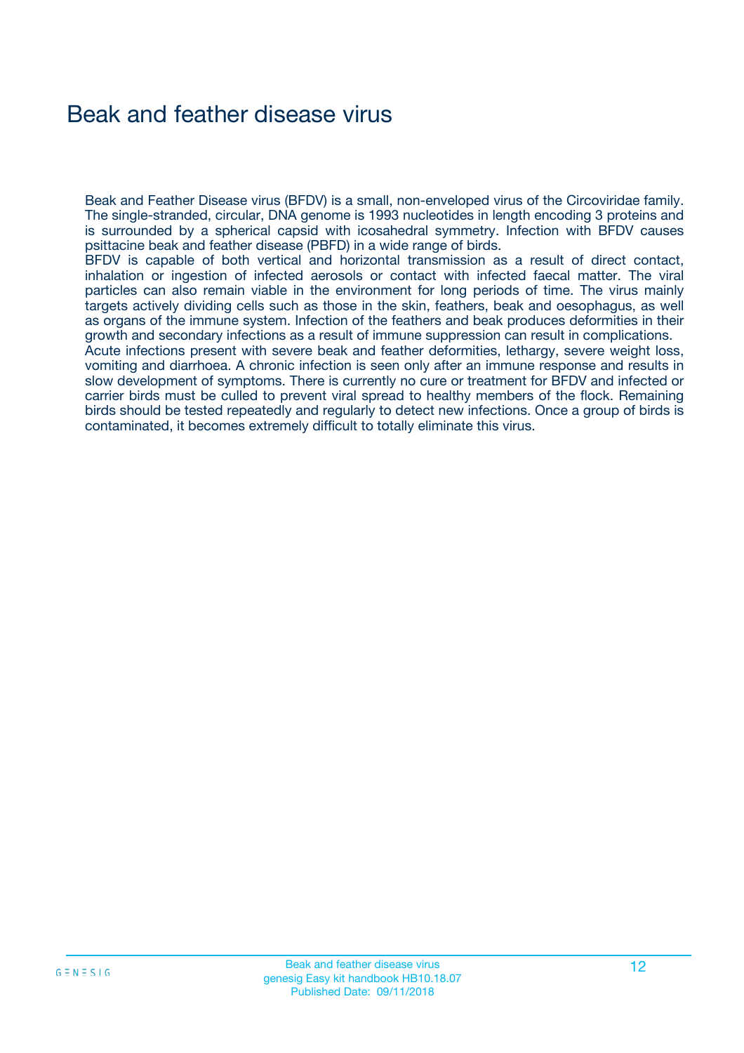# Beak and feather disease virus

Beak and Feather Disease virus (BFDV) is a small, non-enveloped virus of the Circoviridae family. The single-stranded, circular, DNA genome is 1993 nucleotides in length encoding 3 proteins and is surrounded by a spherical capsid with icosahedral symmetry. Infection with BFDV causes psittacine beak and feather disease (PBFD) in a wide range of birds.

BFDV is capable of both vertical and horizontal transmission as a result of direct contact, inhalation or ingestion of infected aerosols or contact with infected faecal matter. The viral particles can also remain viable in the environment for long periods of time. The virus mainly targets actively dividing cells such as those in the skin, feathers, beak and oesophagus, as well as organs of the immune system. Infection of the feathers and beak produces deformities in their growth and secondary infections as a result of immune suppression can result in complications.

Acute infections present with severe beak and feather deformities, lethargy, severe weight loss, vomiting and diarrhoea. A chronic infection is seen only after an immune response and results in slow development of symptoms. There is currently no cure or treatment for BFDV and infected or carrier birds must be culled to prevent viral spread to healthy members of the flock. Remaining birds should be tested repeatedly and regularly to detect new infections. Once a group of birds is contaminated, it becomes extremely difficult to totally eliminate this virus.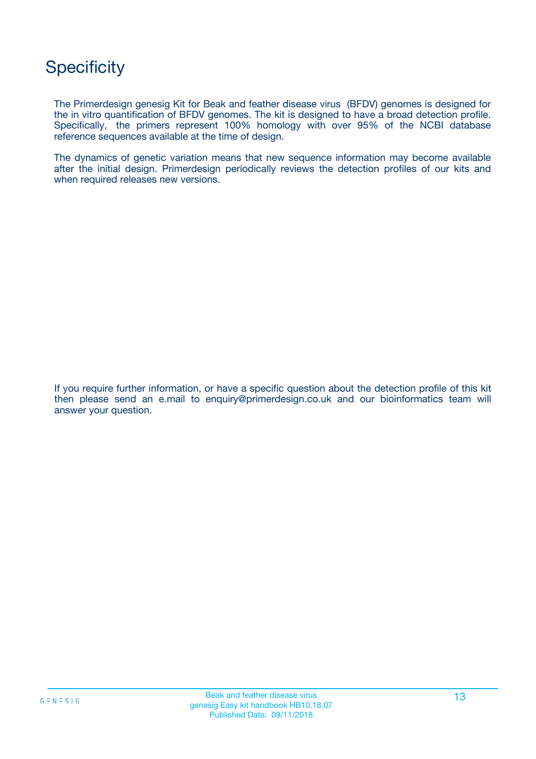# Specificity

The Primerdesign genesig Kit for Beak and feather disease virus (BFDV) genomes is designed for the in vitro quantification of BFDV genomes. The kit is designed to have a broad detection profile. Specifically, the primers represent 100% homology with over 95% of the NCBI database reference sequences available at the time of design.

The dynamics of genetic variation means that new sequence information may become available after the initial design. Primerdesign periodically reviews the detection profiles of our kits and when required releases new versions.

If you require further information, or have a specific question about the detection profile of this kit then please send an e.mail to enquiry@primerdesign.co.uk and our bioinformatics team will answer your question.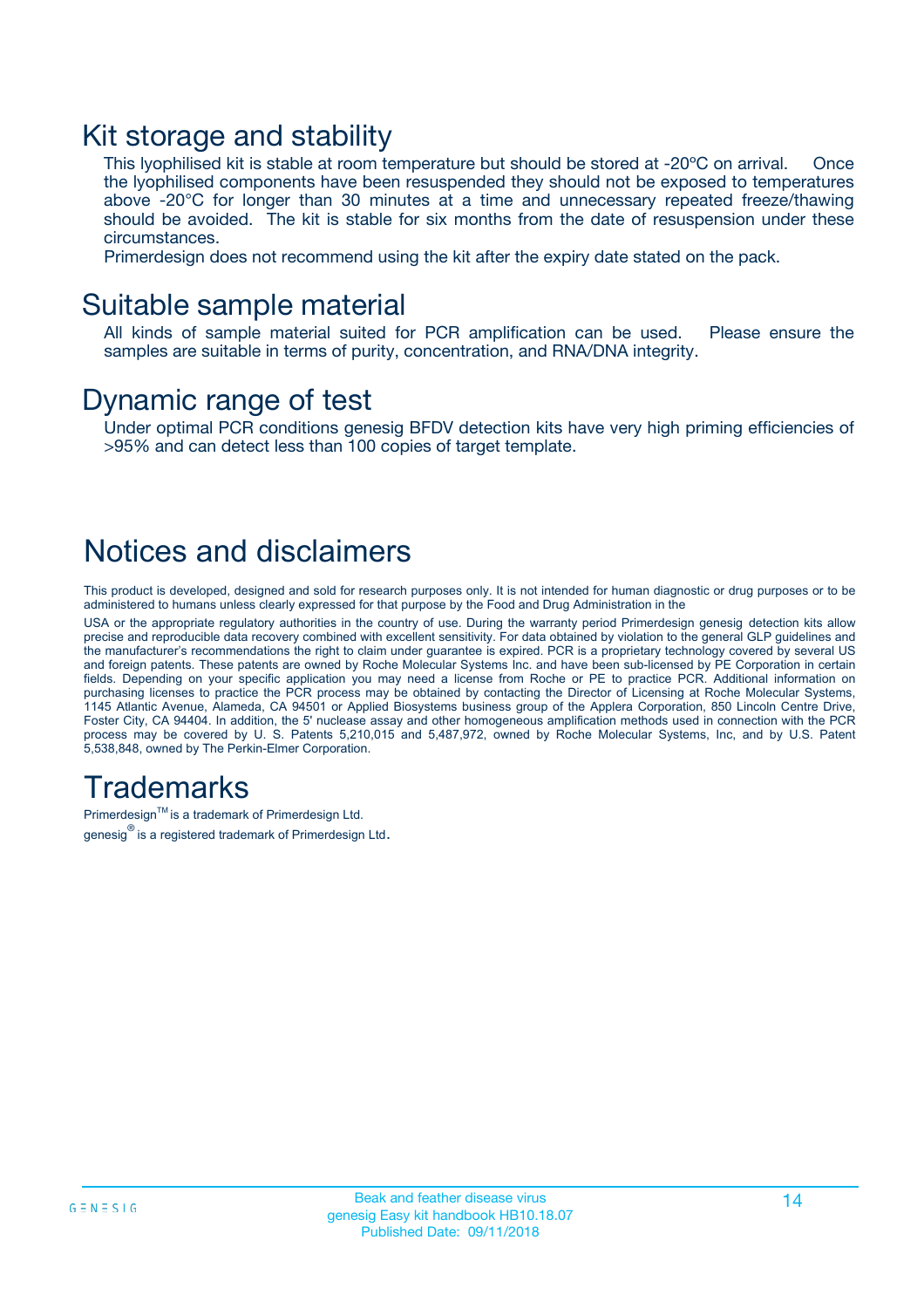# Kit storage and stability

This lyophilised kit is stable at room temperature but should be stored at -20ºC on arrival. Once the lyophilised components have been resuspended they should not be exposed to temperatures above -20°C for longer than 30 minutes at a time and unnecessary repeated freeze/thawing should be avoided. The kit is stable for six months from the date of resuspension under these circumstances.

Primerdesign does not recommend using the kit after the expiry date stated on the pack.

# Suitable sample material

All kinds of sample material suited for PCR amplification can be used. Please ensure the samples are suitable in terms of purity, concentration, and RNA/DNA integrity.

# Dynamic range of test

Under optimal PCR conditions genesig BFDV detection kits have very high priming efficiencies of >95% and can detect less than 100 copies of target template.

# Notices and disclaimers

This product is developed, designed and sold for research purposes only. It is not intended for human diagnostic or drug purposes or to be administered to humans unless clearly expressed for that purpose by the Food and Drug Administration in the USA or the appropriate regulatory authorities in the country of use. During the warranty period Primerdesign genesig detection kits allow precise and reproducible data recovery combined with excellent sensitivity. For data obtained by violation to the general GLP guidelines and the manufacturer's recommendations the right to claim under guarantee is expired. PCR is a proprietary technology covered by several US and foreign patents. These patents are owned by Roche Molecular Systems Inc. and have been sub-licensed by PE Corporation in certain fields. Depending on your specific application you may need a license from Roche or PE to practice PCR. Additional information on purchasing licenses to practice the PCR process may be obtained by contacting the Director of Licensing at Roche Molecular Systems, 1145 Atlantic Avenue, Alameda, CA 94501 or Applied Biosystems business group of the Applera Corporation, 850 Lincoln Centre Drive, Foster City, CA 94404. In addition, the 5' nuclease assay and other homogeneous amplification methods used in connection with the PCR process may be covered by U. S. Patents 5,210,015 and 5,487,972, owned by Roche Molecular Systems, Inc, and by U.S. Patent 5,538,848, owned by The Perkin-Elmer Corporation.

# Trademarks

Primerdesign™ is a trademark of Primerdesign Ltd.

genesig® is a registered trademark of Primerdesign Ltd.